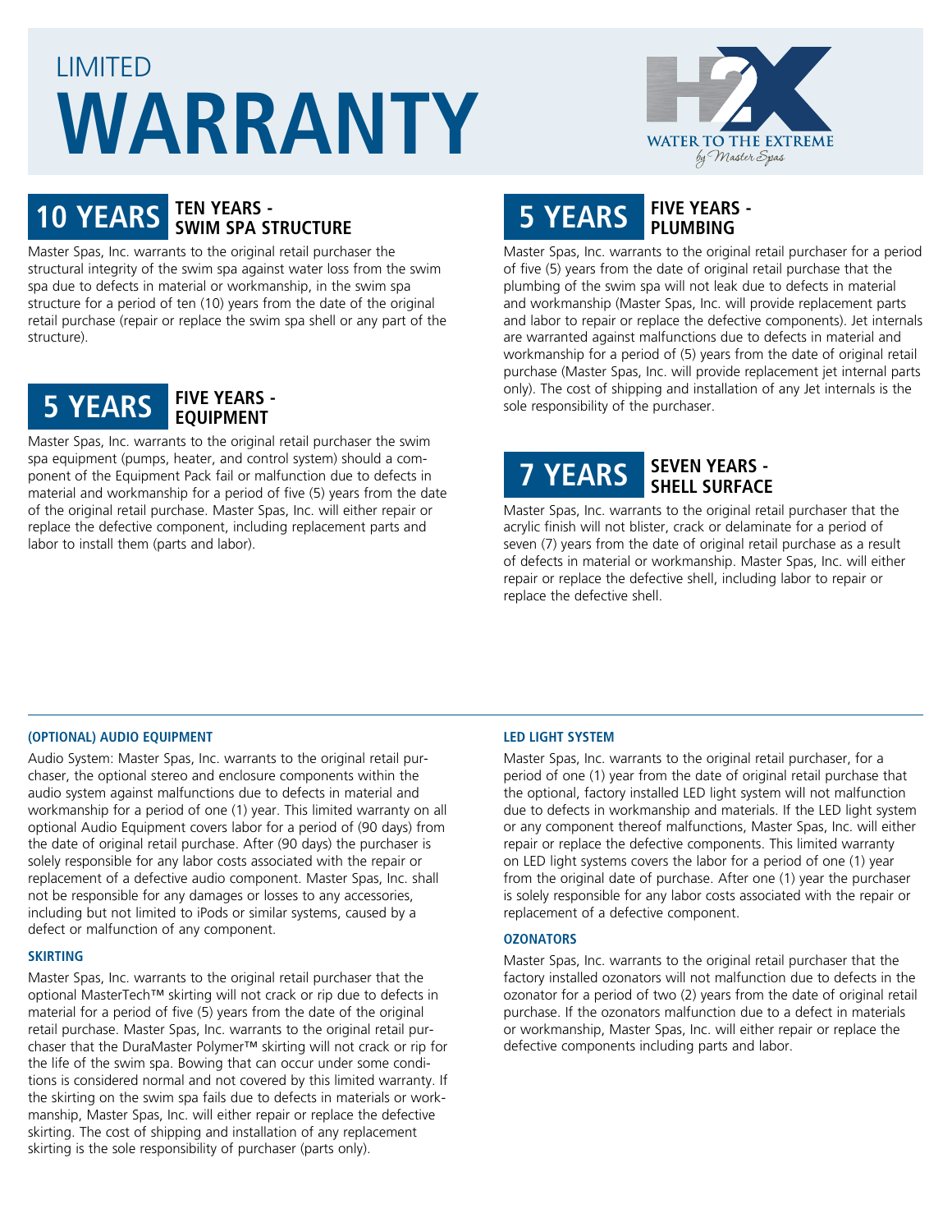# LIMITED WARRANTY

WATER TO THE EXTREME *by Master Spas*

## 10 YEARS — TEN YEARS - SWIM SPA STRUCTURE

Master Spas, Inc. warrants to the original retail purchaser the structural integrity of the swim spa against water loss from the swim spa due to defects in material or workmanship, in the swim spa structure for a period of ten (10) years from the date of the original retail purchase (repair or replace the swim spa shell or any part of the structure).

## 5 YEARS — FIVE YEARS - EQUIPMENT

Master Spas, Inc. warrants to the original retail purchaser the swim spa equipment (pumps, heater, and control system) should a component of the Equipment Pack fail or malfunction due to defects in material and workmanship for a period of five (5) years from the date of the original retail purchase. Master Spas, Inc. will either repair or replace the defective component, including replacement parts and labor to install them (parts and labor).

## 5 YEARS — FIVE YEARS - PLUMBING

Master Spas, Inc. warrants to the original retail purchaser for a period of five (5) years from the date of original retail purchase that the plumbing of the swim spa will not leak due to defects in material and workmanship (Master Spas, Inc. will provide replacement parts and labor to repair or replace the defective components). Jet internals are warranted against malfunctions due to defects in material and workmanship for a period of (5) years from the date of original retail purchase (Master Spas, Inc. will provide replacement jet internal parts only). The cost of shipping and installation of any Jet internals is the sole responsibility of the purchaser.

## 7 YEARS — SEVEN YEARS - SHELL SURFACE

Master Spas, Inc. warrants to the original retail purchaser that the acrylic finish will not blister, crack or delaminate for a period of seven (7) years from the date of original retail purchase as a result of defects in material or workmanship. Master Spas, Inc. will either repair or replace the defective shell, including labor to repair or replace the defective shell.

---

### (OPTIONAL) AUDIO EQUIPMENT

Audio System: Master Spas, Inc. warrants to the original retail purchaser, the optional stereo and enclosure components within the audio system against malfunctions due to defects in material and workmanship for a period of one (1) year. This limited warranty on all optional Audio Equipment covers labor for a period of (90 days) from the date of original retail purchase. After (90 days) the purchaser is solely responsible for any labor costs associated with the repair or replacement of a defective audio component. Master Spas, Inc. shall not be responsible for any damages or losses to any accessories, including but not limited to iPods or similar systems, caused by a defect or malfunction of any component.

### SKIRTING

Master Spas, Inc. warrants to the original retail purchaser that the optional MasterTech™ skirting will not crack or rip due to defects in material for a period of five (5) years from the date of the original retail purchase. Master Spas, Inc. warrants to the original retail purchaser that the DuraMaster Polymer™ skirting will not crack or rip for the life of the swim spa. Bowing that can occur under some conditions is considered normal and not covered by this limited warranty. If the skirting on the swim spa fails due to defects in materials or workmanship, Master Spas, Inc. will either repair or replace the defective skirting. The cost of shipping and installation of any replacement skirting is the sole responsibility of purchaser (parts only).

### LED LIGHT SYSTEM

Master Spas, Inc. warrants to the original retail purchaser, for a period of one (1) year from the date of original retail purchase that the optional, factory installed LED light system will not malfunction due to defects in workmanship and materials. If the LED light system or any component thereof malfunctions, Master Spas, Inc. will either repair or replace the defective components. This limited warranty on LED light systems covers the labor for a period of one (1) year from the original date of purchase. After one (1) year the purchaser is solely responsible for any labor costs associated with the repair or replacement of a defective component.

### OZONATORS

Master Spas, Inc. warrants to the original retail purchaser that the factory installed ozonators will not malfunction due to defects in the ozonator for a period of two (2) years from the date of original retail purchase. If the ozonators malfunction due to a defect in materials or workmanship, Master Spas, Inc. will either repair or replace the defective components including parts and labor.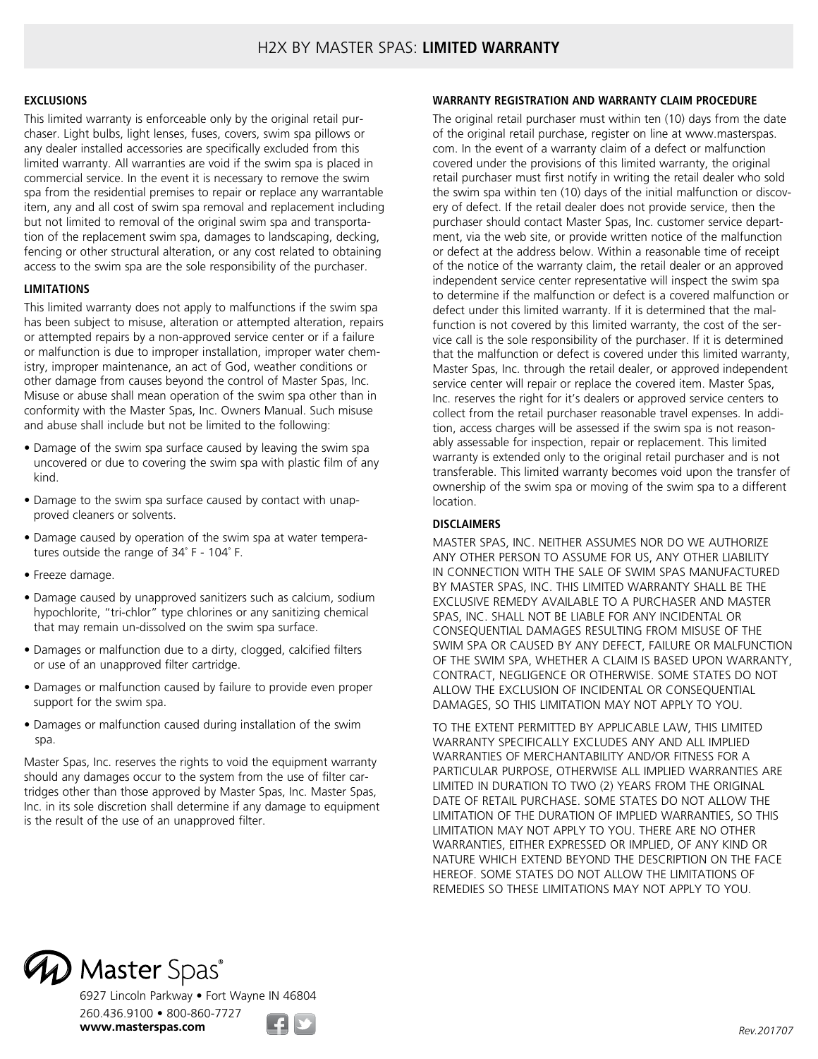# H2X BY MASTER SPAS: **LIMITED WARRANTY**

**EXCLUSIONS**

This limited warranty is enforceable only by the original retail purchaser. Light bulbs, light lenses, fuses, covers, swim spa pillows or any dealer installed accessories are specifically excluded from this limited warranty. All warranties are void if the swim spa is placed in commercial service. In the event it is necessary to remove the swim spa from the residential premises to repair or replace any warrantable item, any and all cost of swim spa removal and replacement including but not limited to removal of the original swim spa and transportation of the replacement swim spa, damages to landscaping, decking, fencing or other structural alteration, or any cost related to obtaining access to the swim spa are the sole responsibility of the purchaser.

**LIMITATIONS**

This limited warranty does not apply to malfunctions if the swim spa has been subject to misuse, alteration or attempted alteration, repairs or attempted repairs by a non-approved service center or if a failure or malfunction is due to improper installation, improper water chemistry, improper maintenance, an act of God, weather conditions or other damage from causes beyond the control of Master Spas, Inc. Misuse or abuse shall mean operation of the swim spa other than in conformity with the Master Spas, Inc. Owners Manual. Such misuse and abuse shall include but not be limited to the following:

- Damage of the swim spa surface caused by leaving the swim spa uncovered or due to covering the swim spa with plastic film of any kind.
- Damage to the swim spa surface caused by contact with unapproved cleaners or solvents.
- Damage caused by operation of the swim spa at water temperatures outside the range of 34° F - 104° F.
- Freeze damage.
- Damage caused by unapproved sanitizers such as calcium, sodium hypochlorite, “tri-chlor” type chlorines or any sanitizing chemical that may remain un-dissolved on the swim spa surface.
- Damages or malfunction due to a dirty, clogged, calcified filters or use of an unapproved filter cartridge.
- Damages or malfunction caused by failure to provide even proper support for the swim spa.
- Damages or malfunction caused during installation of the swim spa.

Master Spas, Inc. reserves the rights to void the equipment warranty should any damages occur to the system from the use of filter cartridges other than those approved by Master Spas, Inc. Master Spas, Inc. in its sole discretion shall determine if any damage to equipment is the result of the use of an unapproved filter.

**WARRANTY REGISTRATION AND WARRANTY CLAIM PROCEDURE**

The original retail purchaser must within ten (10) days from the date of the original retail purchase, register on line at www.masterspas.com. In the event of a warranty claim of a defect or malfunction covered under the provisions of this limited warranty, the original retail purchaser must first notify in writing the retail dealer who sold the swim spa within ten (10) days of the initial malfunction or discovery of defect. If the retail dealer does not provide service, then the purchaser should contact Master Spas, Inc. customer service department, via the web site, or provide written notice of the malfunction or defect at the address below. Within a reasonable time of receipt of the notice of the warranty claim, the retail dealer or an approved independent service center representative will inspect the swim spa to determine if the malfunction or defect is a covered malfunction or defect under this limited warranty. If it is determined that the malfunction is not covered by this limited warranty, the cost of the service call is the sole responsibility of the purchaser. If it is determined that the malfunction or defect is covered under this limited warranty, Master Spas, Inc. through the retail dealer, or approved independent service center will repair or replace the covered item. Master Spas, Inc. reserves the right for it's dealers or approved service centers to collect from the retail purchaser reasonable travel expenses. In addition, access charges will be assessed if the swim spa is not reasonably assessable for inspection, repair or replacement. This limited warranty is extended only to the original retail purchaser and is not transferable. This limited warranty becomes void upon the transfer of ownership of the swim spa or moving of the swim spa to a different location.

**DISCLAIMERS**

MASTER SPAS, INC. NEITHER ASSUMES NOR DO WE AUTHORIZE ANY OTHER PERSON TO ASSUME FOR US, ANY OTHER LIABILITY IN CONNECTION WITH THE SALE OF SWIM SPAS MANUFACTURED BY MASTER SPAS, INC. THIS LIMITED WARRANTY SHALL BE THE EXCLUSIVE REMEDY AVAILABLE TO A PURCHASER AND MASTER SPAS, INC. SHALL NOT BE LIABLE FOR ANY INCIDENTAL OR CONSEQUENTIAL DAMAGES RESULTING FROM MISUSE OF THE SWIM SPA OR CAUSED BY ANY DEFECT, FAILURE OR MALFUNCTION OF THE SWIM SPA, WHETHER A CLAIM IS BASED UPON WARRANTY, CONTRACT, NEGLIGENCE OR OTHERWISE. SOME STATES DO NOT ALLOW THE EXCLUSION OF INCIDENTAL OR CONSEQUENTIAL DAMAGES, SO THIS LIMITATION MAY NOT APPLY TO YOU.

TO THE EXTENT PERMITTED BY APPLICABLE LAW, THIS LIMITED WARRANTY SPECIFICALLY EXCLUDES ANY AND ALL IMPLIED WARRANTIES OF MERCHANTABILITY AND/OR FITNESS FOR A PARTICULAR PURPOSE, OTHERWISE ALL IMPLIED WARRANTIES ARE LIMITED IN DURATION TO TWO (2) YEARS FROM THE ORIGINAL DATE OF RETAIL PURCHASE. SOME STATES DO NOT ALLOW THE LIMITATION OF THE DURATION OF IMPLIED WARRANTIES, SO THIS LIMITATION MAY NOT APPLY TO YOU. THERE ARE NO OTHER WARRANTIES, EITHER EXPRESSED OR IMPLIED, OF ANY KIND OR NATURE WHICH EXTEND BEYOND THE DESCRIPTION ON THE FACE HEREOF. SOME STATES DO NOT ALLOW THE LIMITATIONS OF REMEDIES SO THESE LIMITATIONS MAY NOT APPLY TO YOU.

Master Spas®

6927 Lincoln Parkway • Fort Wayne IN 46804

260.436.9100 • 800-860-7727

**www.masterspas.com**

Rev.201707